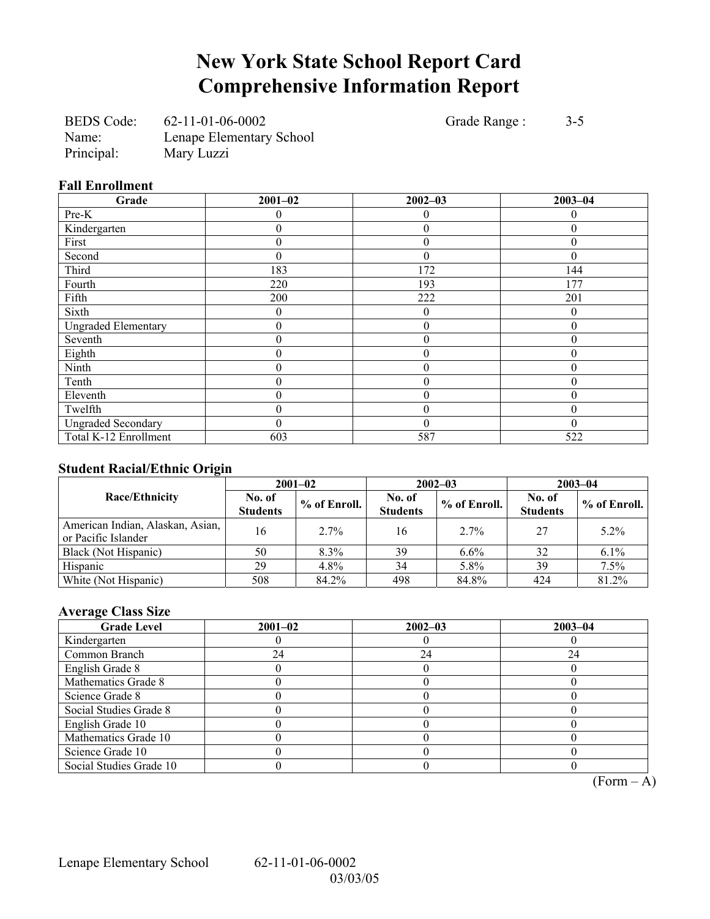# New York State School Report Card
# Comprehensive Information Report

BEDS Code: 62-11-01-06-0002 Grade Range : 3-5
Name: Lenape Elementary School
Principal: Mary Luzzi

### Fall Enrollment

| Grade | 2001–02 | 2002–03 | 2003–04 |
|---|---|---|---|
| Pre-K | 0 | 0 | 0 |
| Kindergarten | 0 | 0 | 0 |
| First | 0 | 0 | 0 |
| Second | 0 | 0 | 0 |
| Third | 183 | 172 | 144 |
| Fourth | 220 | 193 | 177 |
| Fifth | 200 | 222 | 201 |
| Sixth | 0 | 0 | 0 |
| Ungraded Elementary | 0 | 0 | 0 |
| Seventh | 0 | 0 | 0 |
| Eighth | 0 | 0 | 0 |
| Ninth | 0 | 0 | 0 |
| Tenth | 0 | 0 | 0 |
| Eleventh | 0 | 0 | 0 |
| Twelfth | 0 | 0 | 0 |
| Ungraded Secondary | 0 | 0 | 0 |
| Total K-12 Enrollment | 603 | 587 | 522 |

### Student Racial/Ethnic Origin

| Race/Ethnicity | 2001–02 | | 2002–03 | | 2003–04 | |
|---|---|---|---|---|---|---|
| | No. of Students | % of Enroll. | No. of Students | % of Enroll. | No. of Students | % of Enroll. |
| American Indian, Alaskan, Asian, or Pacific Islander | 16 | 2.7% | 16 | 2.7% | 27 | 5.2% |
| Black (Not Hispanic) | 50 | 8.3% | 39 | 6.6% | 32 | 6.1% |
| Hispanic | 29 | 4.8% | 34 | 5.8% | 39 | 7.5% |
| White (Not Hispanic) | 508 | 84.2% | 498 | 84.8% | 424 | 81.2% |

### Average Class Size

| Grade Level | 2001–02 | 2002–03 | 2003–04 |
|---|---|---|---|
| Kindergarten | 0 | 0 | 0 |
| Common Branch | 24 | 24 | 24 |
| English Grade 8 | 0 | 0 | 0 |
| Mathematics Grade 8 | 0 | 0 | 0 |
| Science Grade 8 | 0 | 0 | 0 |
| Social Studies Grade 8 | 0 | 0 | 0 |
| English Grade 10 | 0 | 0 | 0 |
| Mathematics Grade 10 | 0 | 0 | 0 |
| Science Grade 10 | 0 | 0 | 0 |
| Social Studies Grade 10 | 0 | 0 | 0 |

(Form – A)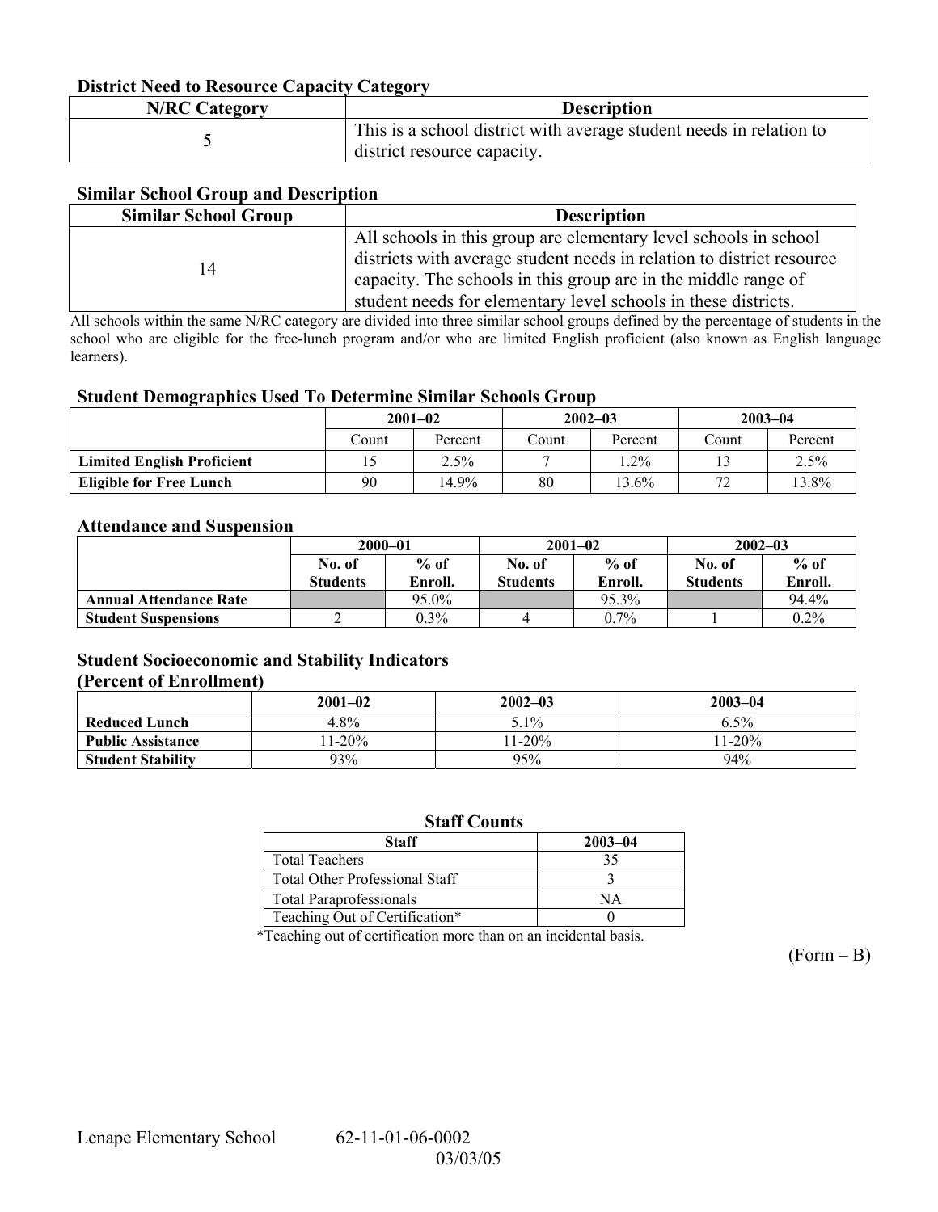### District Need to Resource Capacity Category

| N/RC Category | Description |
|---|---|
| 5 | This is a school district with average student needs in relation to district resource capacity. |

### Similar School Group and Description

| Similar School Group | Description |
|---|---|
| 14 | All schools in this group are elementary level schools in school districts with average student needs in relation to district resource capacity. The schools in this group are in the middle range of student needs for elementary level schools in these districts. |

All schools within the same N/RC category are divided into three similar school groups defined by the percentage of students in the school who are eligible for the free-lunch program and/or who are limited English proficient (also known as English language learners).

### Student Demographics Used To Determine Similar Schools Group

| | 2001–02 | | 2002–03 | | 2003–04 | |
|---|---|---|---|---|---|---|
| | Count | Percent | Count | Percent | Count | Percent |
| **Limited English Proficient** | 15 | 2.5% | 7 | 1.2% | 13 | 2.5% |
| **Eligible for Free Lunch** | 90 | 14.9% | 80 | 13.6% | 72 | 13.8% |

### Attendance and Suspension

| | 2000–01 | | 2001–02 | | 2002–03 | |
|---|---|---|---|---|---|---|
| | No. of Students | % of Enroll. | No. of Students | % of Enroll. | No. of Students | % of Enroll. |
| **Annual Attendance Rate** | | 95.0% | | 95.3% | | 94.4% |
| **Student Suspensions** | 2 | 0.3% | 4 | 0.7% | 1 | 0.2% |

### Student Socioeconomic and Stability Indicators (Percent of Enrollment)

| | 2001–02 | 2002–03 | 2003–04 |
|---|---|---|---|
| **Reduced Lunch** | 4.8% | 5.1% | 6.5% |
| **Public Assistance** | 11-20% | 11-20% | 11-20% |
| **Student Stability** | 93% | 95% | 94% |

### Staff Counts

| Staff | 2003–04 |
|---|---|
| Total Teachers | 35 |
| Total Other Professional Staff | 3 |
| Total Paraprofessionals | NA |
| Teaching Out of Certification* | 0 |

*Teaching out of certification more than on an incidental basis.

(Form – B)

Lenape Elementary School 62-11-01-06-0002

03/03/05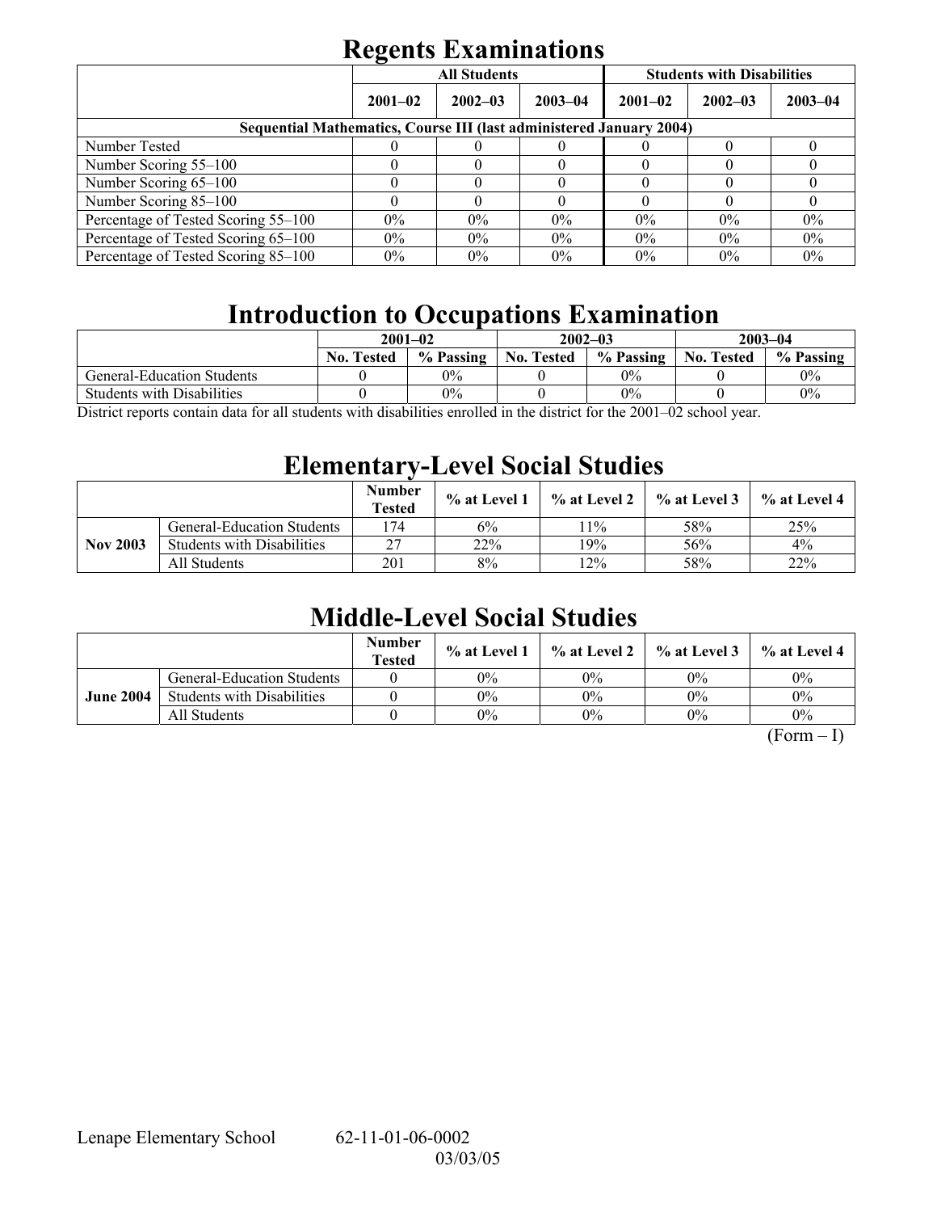# Regents Examinations

| | All Students | | | Students with Disabilities | | |
|---|---|---|---|---|---|---|
| | 2001–02 | 2002–03 | 2003–04 | 2001–02 | 2002–03 | 2003–04 |
| **Sequential Mathematics, Course III (last administered January 2004)** | | | | | | |
| Number Tested | 0 | 0 | 0 | 0 | 0 | 0 |
| Number Scoring 55–100 | 0 | 0 | 0 | 0 | 0 | 0 |
| Number Scoring 65–100 | 0 | 0 | 0 | 0 | 0 | 0 |
| Number Scoring 85–100 | 0 | 0 | 0 | 0 | 0 | 0 |
| Percentage of Tested Scoring 55–100 | 0% | 0% | 0% | 0% | 0% | 0% |
| Percentage of Tested Scoring 65–100 | 0% | 0% | 0% | 0% | 0% | 0% |
| Percentage of Tested Scoring 85–100 | 0% | 0% | 0% | 0% | 0% | 0% |

# Introduction to Occupations Examination

| | 2001–02 | | 2002–03 | | 2003–04 | |
|---|---|---|---|---|---|---|
| | No. Tested | % Passing | No. Tested | % Passing | No. Tested | % Passing |
| General-Education Students | 0 | 0% | 0 | 0% | 0 | 0% |
| Students with Disabilities | 0 | 0% | 0 | 0% | 0 | 0% |

District reports contain data for all students with disabilities enrolled in the district for the 2001–02 school year.

# Elementary-Level Social Studies

| | | Number Tested | % at Level 1 | % at Level 2 | % at Level 3 | % at Level 4 |
|---|---|---|---|---|---|---|
| Nov 2003 | General-Education Students | 174 | 6% | 11% | 58% | 25% |
| | Students with Disabilities | 27 | 22% | 19% | 56% | 4% |
| | All Students | 201 | 8% | 12% | 58% | 22% |

# Middle-Level Social Studies

| | | Number Tested | % at Level 1 | % at Level 2 | % at Level 3 | % at Level 4 |
|---|---|---|---|---|---|---|
| June 2004 | General-Education Students | 0 | 0% | 0% | 0% | 0% |
| | Students with Disabilities | 0 | 0% | 0% | 0% | 0% |
| | All Students | 0 | 0% | 0% | 0% | 0% |

(Form – I)

Lenape Elementary School 62-11-01-06-0002

03/03/05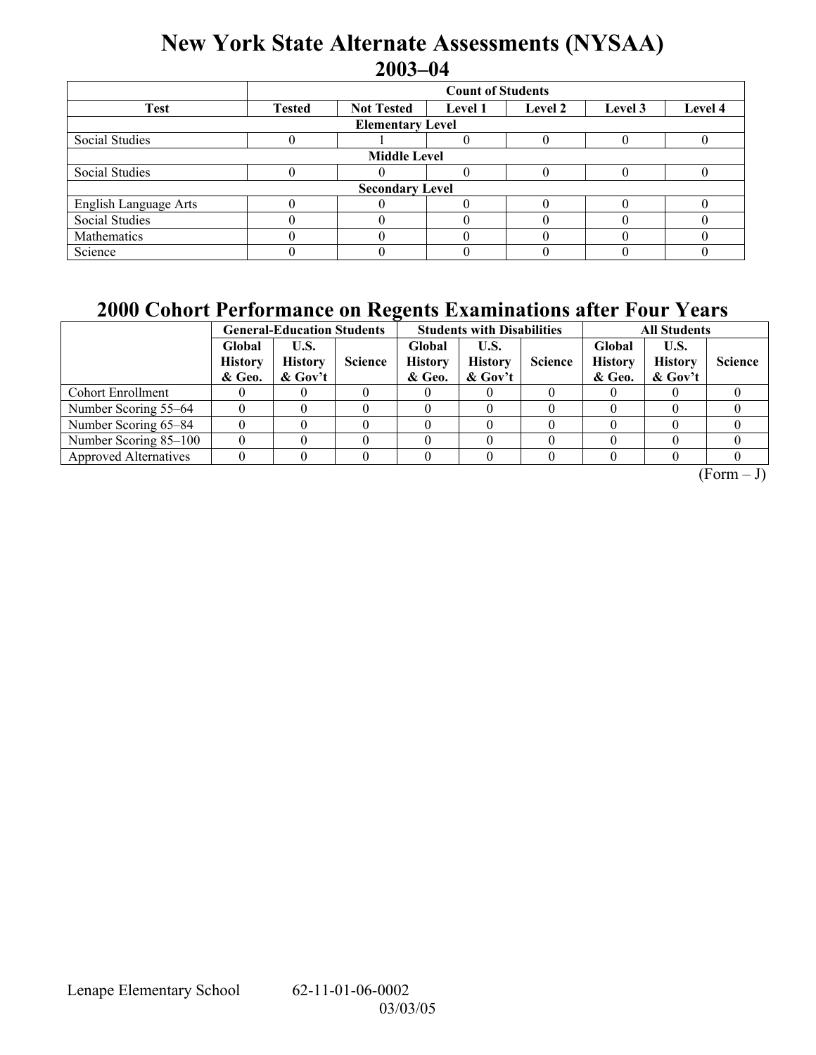# New York State Alternate Assessments (NYSAA) 2003–04

| | Count of Students | | | | | |
|---|---|---|---|---|---|---|
| **Test** | **Tested** | **Not Tested** | **Level 1** | **Level 2** | **Level 3** | **Level 4** |
| **Elementary Level** | | | | | | |
| Social Studies | 0 | 1 | 0 | 0 | 0 | 0 |
| **Middle Level** | | | | | | |
| Social Studies | 0 | 0 | 0 | 0 | 0 | 0 |
| **Secondary Level** | | | | | | |
| English Language Arts | 0 | 0 | 0 | 0 | 0 | 0 |
| Social Studies | 0 | 0 | 0 | 0 | 0 | 0 |
| Mathematics | 0 | 0 | 0 | 0 | 0 | 0 |
| Science | 0 | 0 | 0 | 0 | 0 | 0 |

# 2000 Cohort Performance on Regents Examinations after Four Years

| | General-Education Students | | | Students with Disabilities | | | All Students | | |
|---|---|---|---|---|---|---|---|---|---|
| | **Global History & Geo.** | **U.S. History & Gov't** | **Science** | **Global History & Geo.** | **U.S. History & Gov't** | **Science** | **Global History & Geo.** | **U.S. History & Gov't** | **Science** |
| Cohort Enrollment | 0 | 0 | 0 | 0 | 0 | 0 | 0 | 0 | 0 |
| Number Scoring 55–64 | 0 | 0 | 0 | 0 | 0 | 0 | 0 | 0 | 0 |
| Number Scoring 65–84 | 0 | 0 | 0 | 0 | 0 | 0 | 0 | 0 | 0 |
| Number Scoring 85–100 | 0 | 0 | 0 | 0 | 0 | 0 | 0 | 0 | 0 |
| Approved Alternatives | 0 | 0 | 0 | 0 | 0 | 0 | 0 | 0 | 0 |

(Form – J)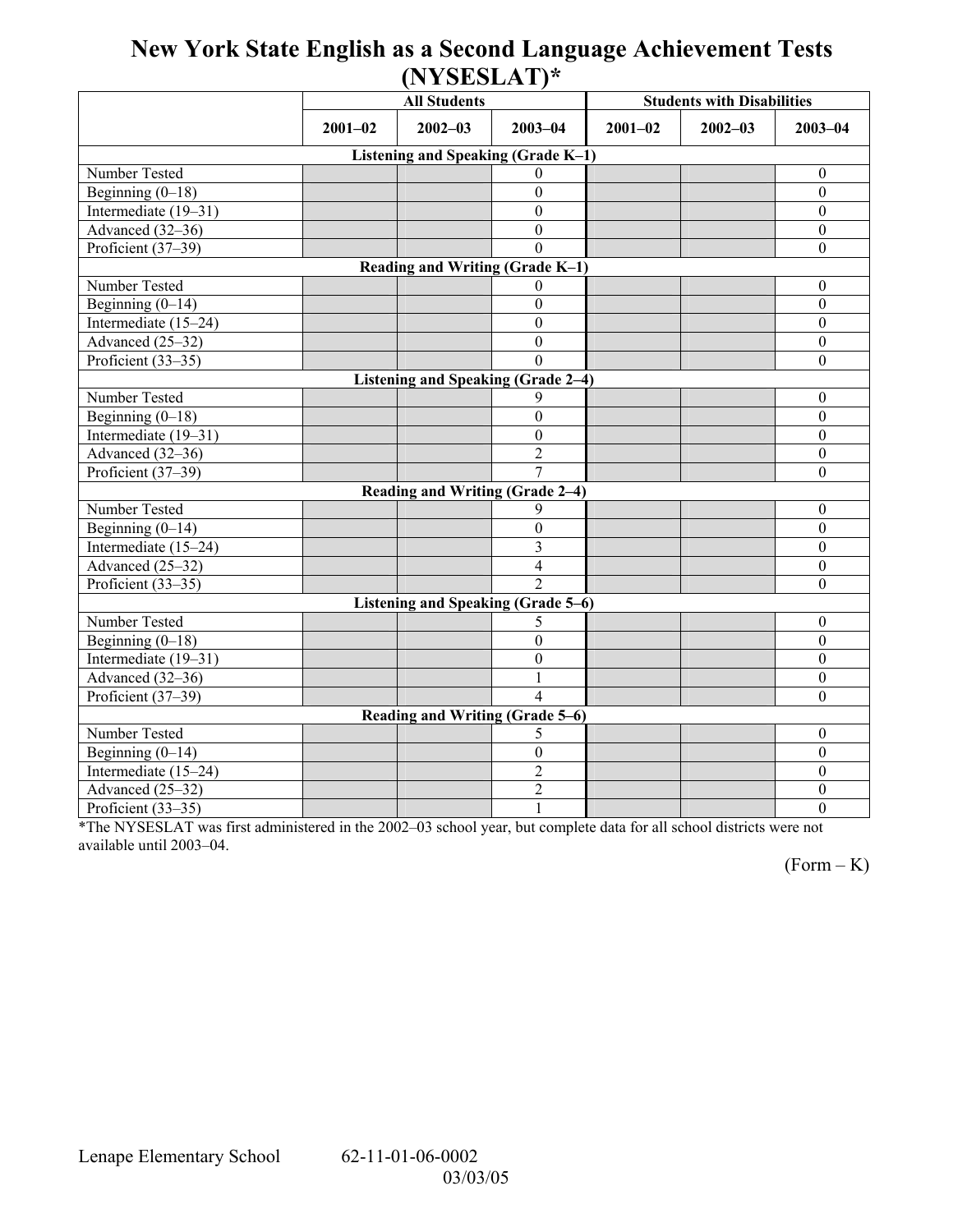# New York State English as a Second Language Achievement Tests (NYSESLAT)*

| | All Students | | | Students with Disabilities | | |
|---|---|---|---|---|---|---|
| | 2001–02 | 2002–03 | 2003–04 | 2001–02 | 2002–03 | 2003–04 |
| **Listening and Speaking (Grade K–1)** | | | | | | |
| Number Tested | | | 0 | | | 0 |
| Beginning (0–18) | | | 0 | | | 0 |
| Intermediate (19–31) | | | 0 | | | 0 |
| Advanced (32–36) | | | 0 | | | 0 |
| Proficient (37–39) | | | 0 | | | 0 |
| **Reading and Writing (Grade K–1)** | | | | | | |
| Number Tested | | | 0 | | | 0 |
| Beginning (0–14) | | | 0 | | | 0 |
| Intermediate (15–24) | | | 0 | | | 0 |
| Advanced (25–32) | | | 0 | | | 0 |
| Proficient (33–35) | | | 0 | | | 0 |
| **Listening and Speaking (Grade 2–4)** | | | | | | |
| Number Tested | | | 9 | | | 0 |
| Beginning (0–18) | | | 0 | | | 0 |
| Intermediate (19–31) | | | 0 | | | 0 |
| Advanced (32–36) | | | 2 | | | 0 |
| Proficient (37–39) | | | 7 | | | 0 |
| **Reading and Writing (Grade 2–4)** | | | | | | |
| Number Tested | | | 9 | | | 0 |
| Beginning (0–14) | | | 0 | | | 0 |
| Intermediate (15–24) | | | 3 | | | 0 |
| Advanced (25–32) | | | 4 | | | 0 |
| Proficient (33–35) | | | 2 | | | 0 |
| **Listening and Speaking (Grade 5–6)** | | | | | | |
| Number Tested | | | 5 | | | 0 |
| Beginning (0–18) | | | 0 | | | 0 |
| Intermediate (19–31) | | | 0 | | | 0 |
| Advanced (32–36) | | | 1 | | | 0 |
| Proficient (37–39) | | | 4 | | | 0 |
| **Reading and Writing (Grade 5–6)** | | | | | | |
| Number Tested | | | 5 | | | 0 |
| Beginning (0–14) | | | 0 | | | 0 |
| Intermediate (15–24) | | | 2 | | | 0 |
| Advanced (25–32) | | | 2 | | | 0 |
| Proficient (33–35) | | | 1 | | | 0 |

*The NYSESLAT was first administered in the 2002–03 school year, but complete data for all school districts were not available until 2003–04.

(Form – K)

Lenape Elementary School 62-11-01-06-0002

03/03/05